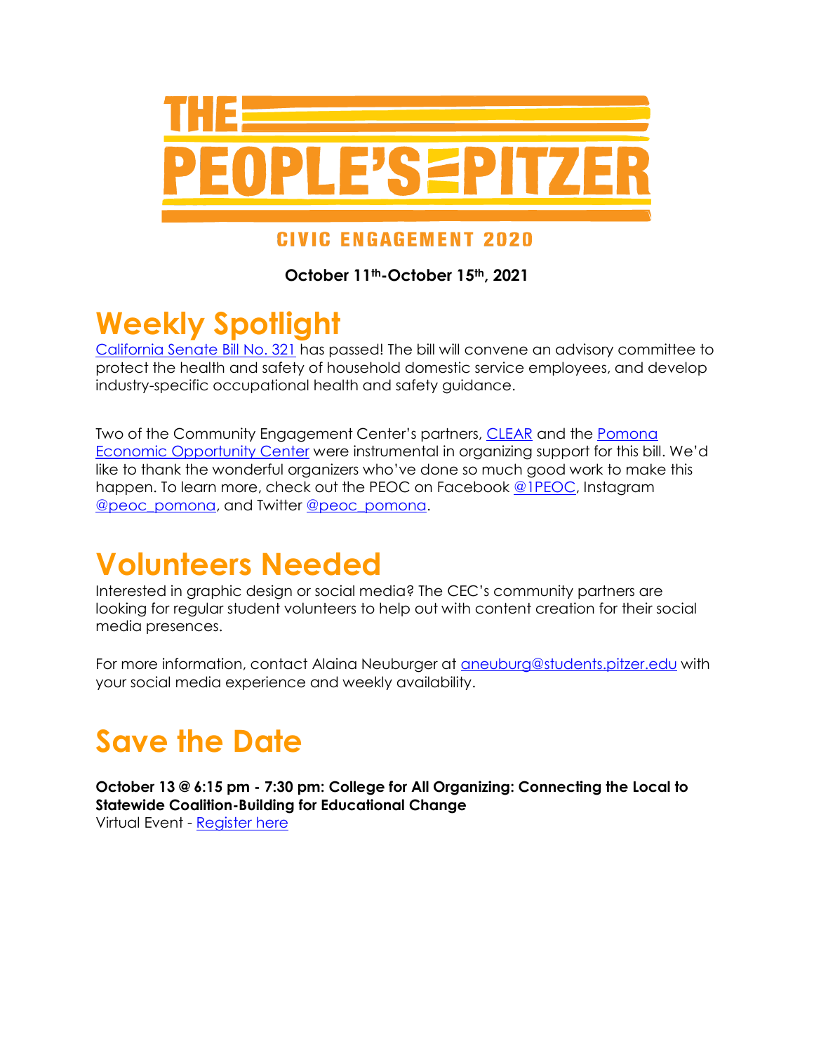# THE PEOPLE'S PITZER

## CIVIC ENGAGEMENT 2020

**October 11th-October 15th, 2021**

# Weekly Spotlight

California Senate Bill No. 321 has passed! The bill will convene an advisory committee to protect the health and safety of household domestic service employees, and develop industry-specific occupational health and safety guidance.

Two of the Community Engagement Center's partners, CLEAR and the Pomona Economic Opportunity Center were instrumental in organizing support for this bill. We'd like to thank the wonderful organizers who've done so much good work to make this happen. To learn more, check out the PEOC on Facebook @1PEOC, Instagram @peoc_pomona, and Twitter @peoc_pomona.

# Volunteers Needed

Interested in graphic design or social media? The CEC's community partners are looking for regular student volunteers to help out with content creation for their social media presences.

For more information, contact Alaina Neuburger at aneuburg@students.pitzer.edu with your social media experience and weekly availability.

# Save the Date

**October 13 @ 6:15 pm - 7:30 pm: College for All Organizing: Connecting the Local to Statewide Coalition-Building for Educational Change**
Virtual Event - Register here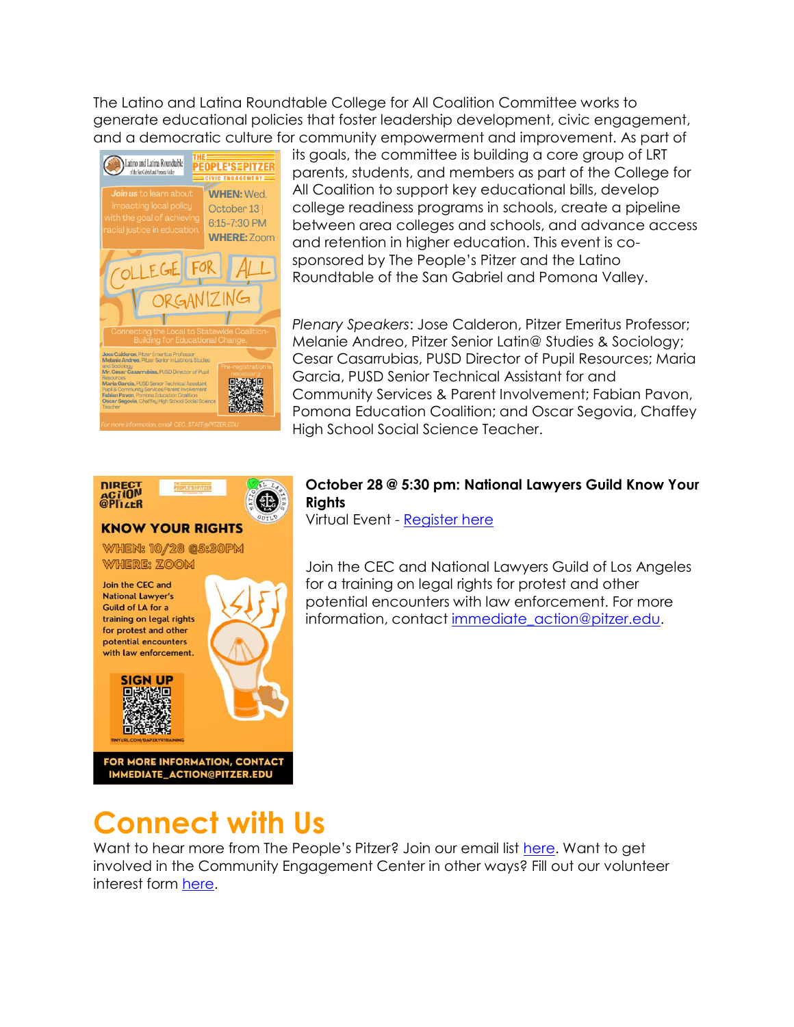The Latino and Latina Roundtable College for All Coalition Committee works to generate educational policies that foster leadership development, civic engagement, and a democratic culture for community empowerment and improvement. As part of its goals, the committee is building a core group of LRT parents, students, and members as part of the College for All Coalition to support key educational bills, develop college readiness programs in schools, create a pipeline between area colleges and schools, and advance access and retention in higher education. This event is co-sponsored by The People's Pitzer and the Latino Roundtable of the San Gabriel and Pomona Valley.

*Plenary Speakers*: Jose Calderon, Pitzer Emeritus Professor; Melanie Andreo, Pitzer Senior Latin@ Studies & Sociology; Cesar Casarrubias, PUSD Director of Pupil Resources; Maria Garcia, PUSD Senior Technical Assistant for and Community Services & Parent Involvement; Fabian Pavon, Pomona Education Coalition; and Oscar Segovia, Chaffey High School Social Science Teacher.

**October 28 @ 5:30 pm: National Lawyers Guild Know Your Rights**
Virtual Event - Register here

Join the CEC and National Lawyers Guild of Los Angeles for a training on legal rights for protest and other potential encounters with law enforcement. For more information, contact immediate_action@pitzer.edu.

# Connect with Us

Want to hear more from The People's Pitzer? Join our email list here. Want to get involved in the Community Engagement Center in other ways? Fill out our volunteer interest form here.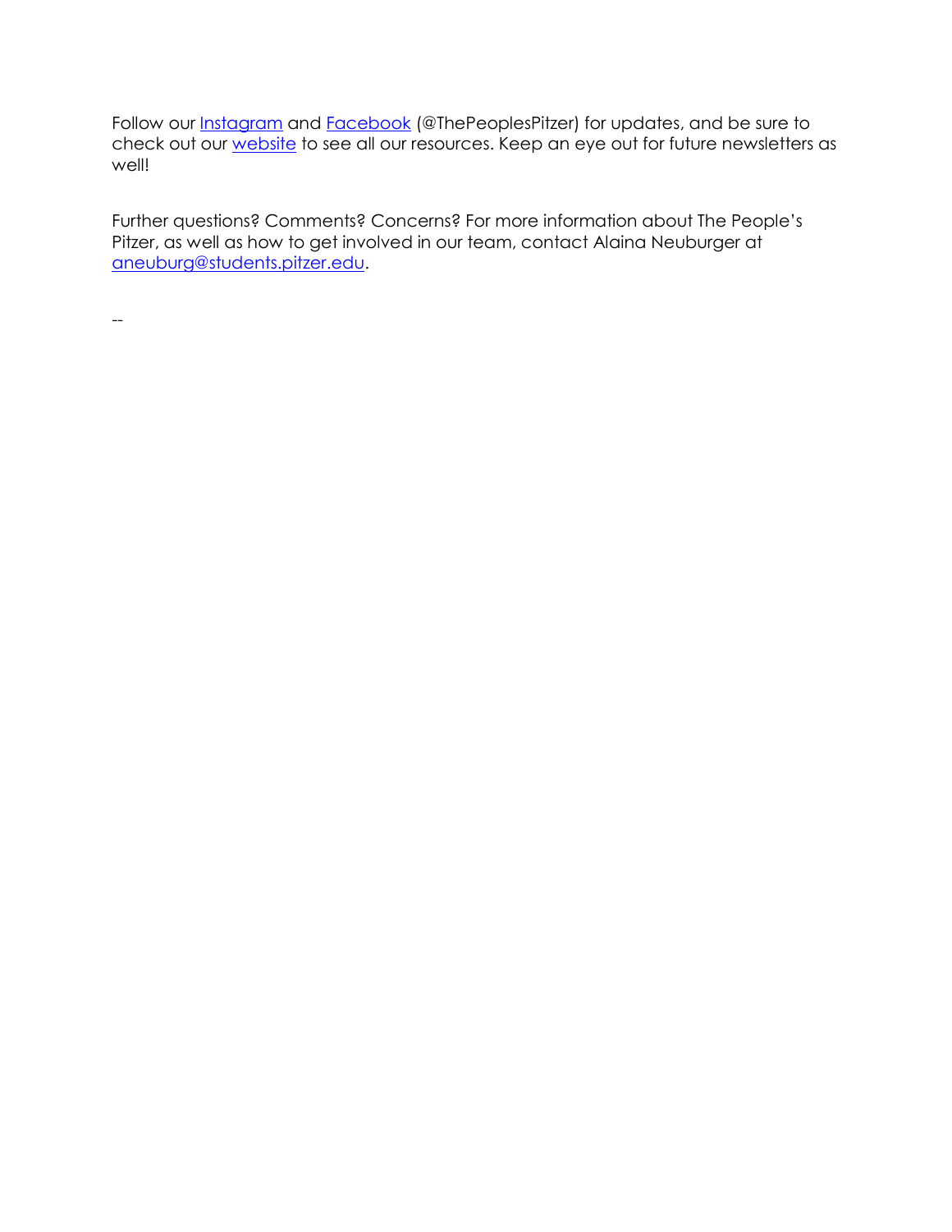Follow our Instagram and Facebook (@ThePeoplesPitzer) for updates, and be sure to check out our website to see all our resources. Keep an eye out for future newsletters as well!

Further questions? Comments? Concerns? For more information about The People's Pitzer, as well as how to get involved in our team, contact Alaina Neuburger at aneuburg@students.pitzer.edu.

--